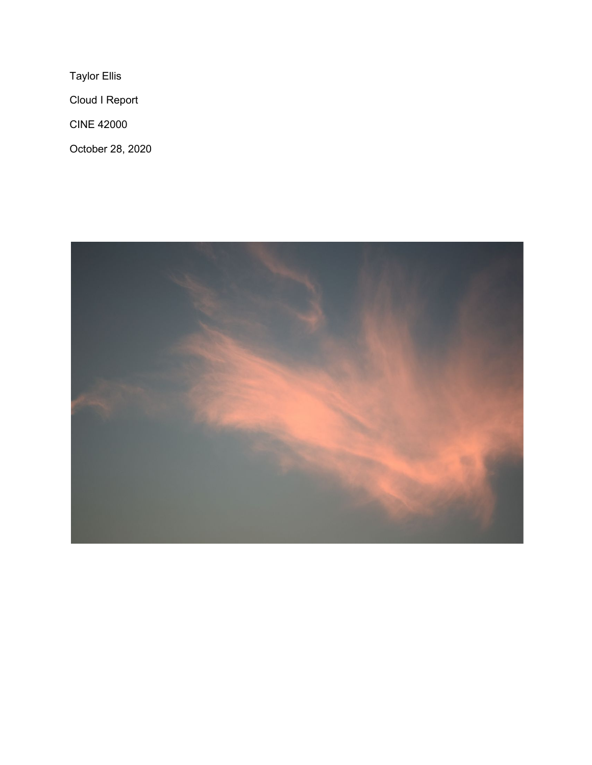Taylor Ellis

Cloud I Report

CINE 42000

October 28, 2020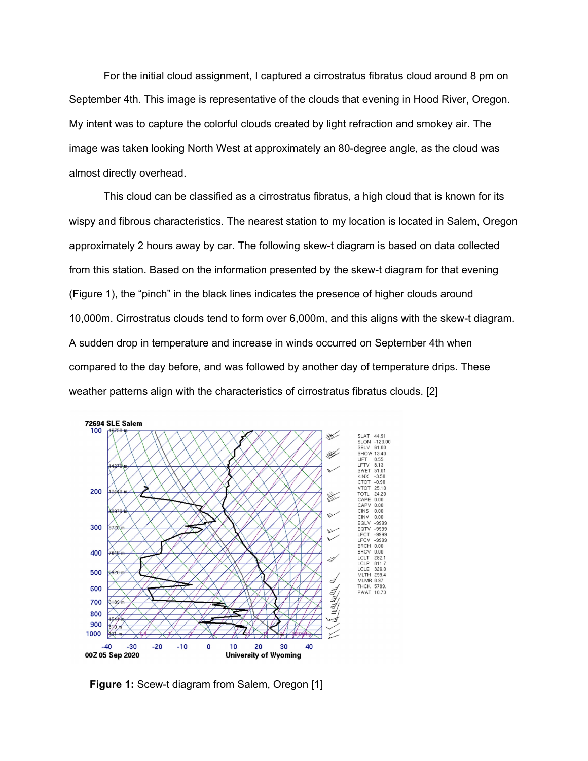For the initial cloud assignment, I captured a cirrostratus fibratus cloud around 8 pm on September 4th. This image is representative of the clouds that evening in Hood River, Oregon. My intent was to capture the colorful clouds created by light refraction and smokey air. The image was taken looking North West at approximately an 80-degree angle, as the cloud was almost directly overhead.

This cloud can be classified as a cirrostratus fibratus, a high cloud that is known for its wispy and fibrous characteristics. The nearest station to my location is located in Salem, Oregon approximately 2 hours away by car. The following skew-t diagram is based on data collected from this station. Based on the information presented by the skew-t diagram for that evening (Figure 1), the "pinch" in the black lines indicates the presence of higher clouds around 10,000m. Cirrostratus clouds tend to form over 6,000m, and this aligns with the skew-t diagram. A sudden drop in temperature and increase in winds occurred on September 4th when compared to the day before, and was followed by another day of temperature drips. These weather patterns align with the characteristics of cirrostratus fibratus clouds. [2]

**Figure 1:** Scew-t diagram from Salem, Oregon [1]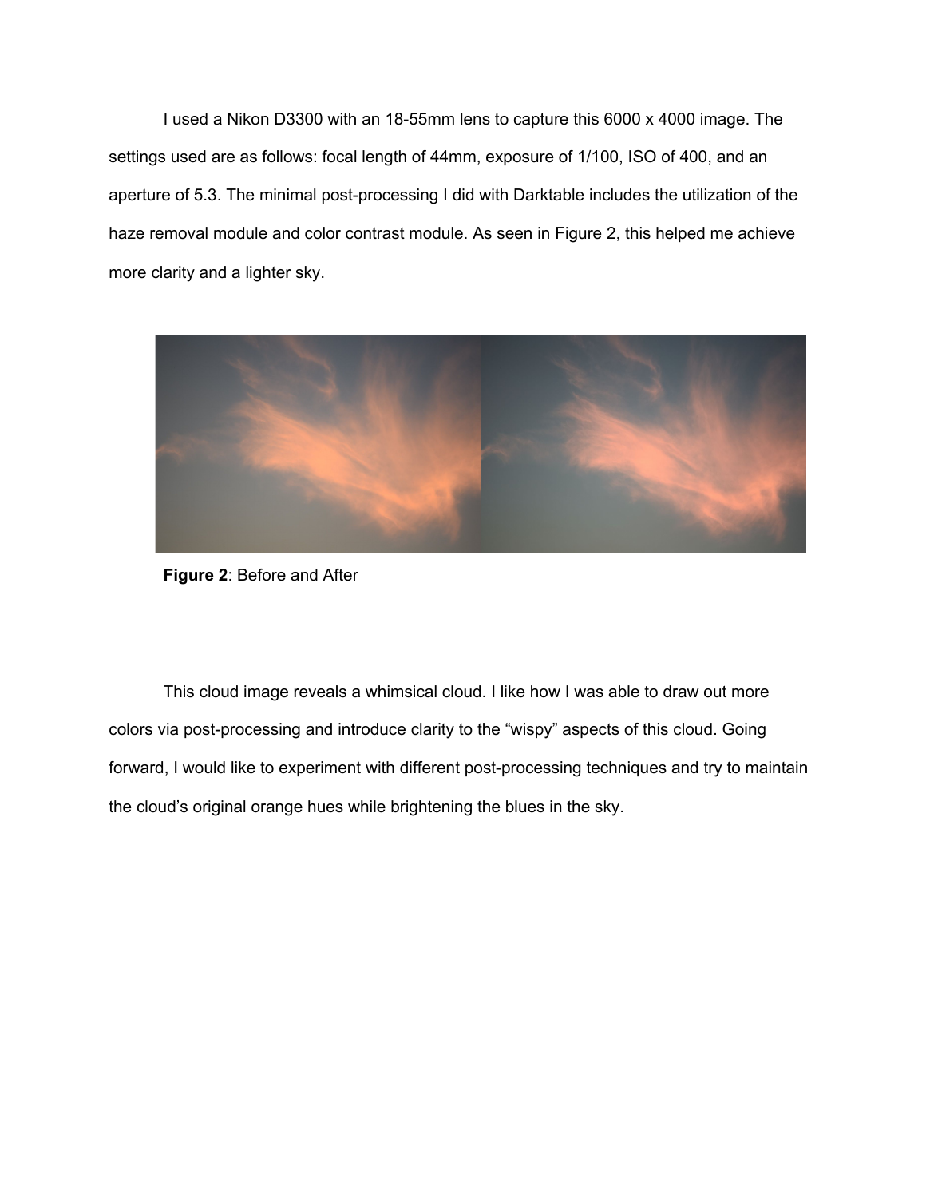I used a Nikon D3300 with an 18-55mm lens to capture this 6000 x 4000 image. The settings used are as follows: focal length of 44mm, exposure of 1/100, ISO of 400, and an aperture of 5.3. The minimal post-processing I did with Darktable includes the utilization of the haze removal module and color contrast module. As seen in Figure 2, this helped me achieve more clarity and a lighter sky.

**Figure 2**: Before and After

This cloud image reveals a whimsical cloud. I like how I was able to draw out more colors via post-processing and introduce clarity to the "wispy" aspects of this cloud. Going forward, I would like to experiment with different post-processing techniques and try to maintain the cloud's original orange hues while brightening the blues in the sky.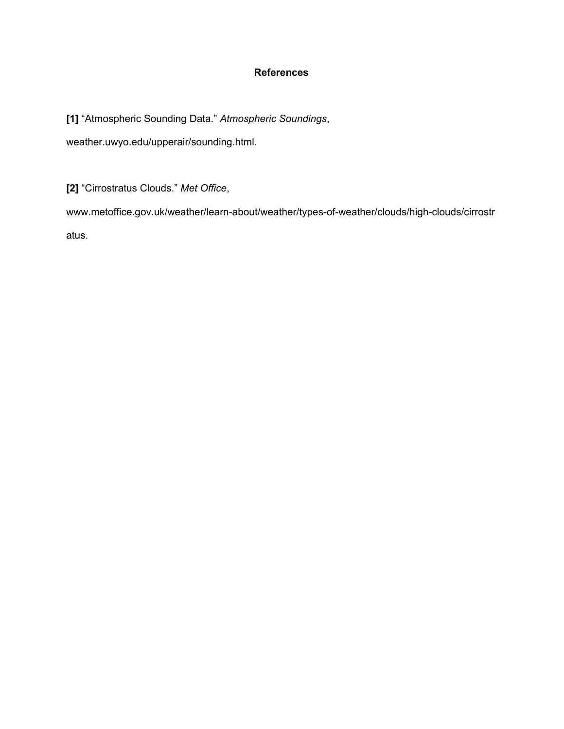**References**

**[1]** “Atmospheric Sounding Data.” *Atmospheric Soundings*, weather.uwyo.edu/upperair/sounding.html.

**[2]** “Cirrostratus Clouds.” *Met Office*, www.metoffice.gov.uk/weather/learn-about/weather/types-of-weather/clouds/high-clouds/cirrostratus.